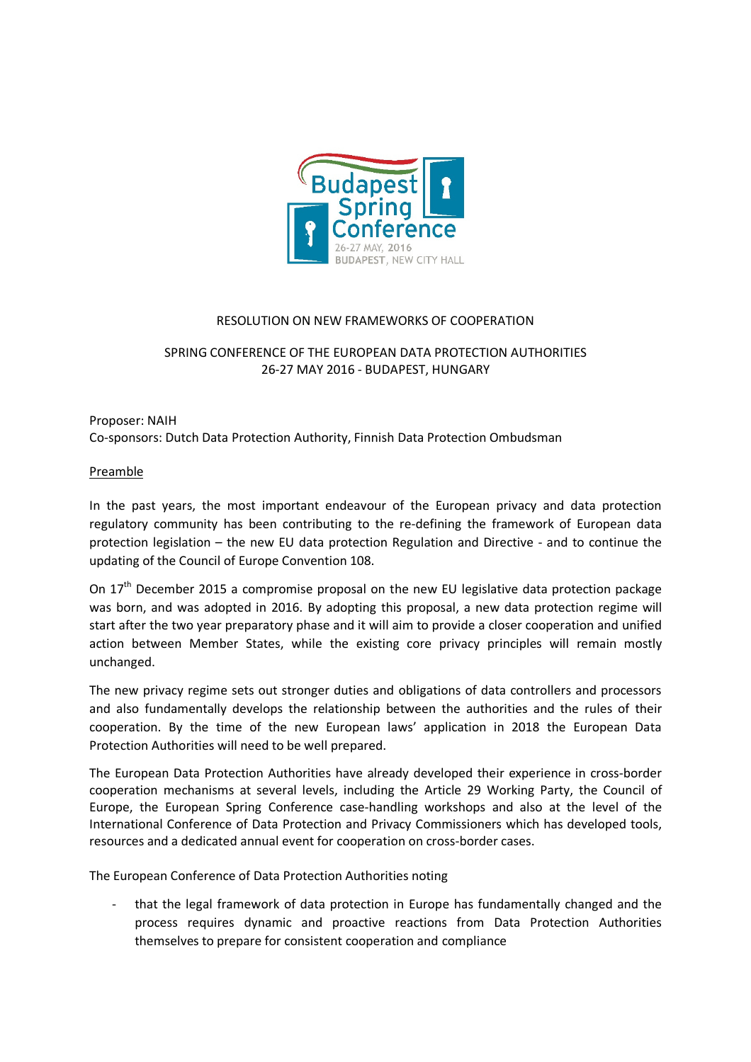Budapest Spring Conference
26-27 MAY, 2016
BUDAPEST, NEW CITY HALL

RESOLUTION ON NEW FRAMEWORKS OF COOPERATION

SPRING CONFERENCE OF THE EUROPEAN DATA PROTECTION AUTHORITIES
26-27 MAY 2016 - BUDAPEST, HUNGARY

Proposer: NAIH
Co-sponsors: Dutch Data Protection Authority, Finnish Data Protection Ombudsman

Preamble

In the past years, the most important endeavour of the European privacy and data protection regulatory community has been contributing to the re-defining the framework of European data protection legislation – the new EU data protection Regulation and Directive - and to continue the updating of the Council of Europe Convention 108.

On 17th December 2015 a compromise proposal on the new EU legislative data protection package was born, and was adopted in 2016. By adopting this proposal, a new data protection regime will start after the two year preparatory phase and it will aim to provide a closer cooperation and unified action between Member States, while the existing core privacy principles will remain mostly unchanged.

The new privacy regime sets out stronger duties and obligations of data controllers and processors and also fundamentally develops the relationship between the authorities and the rules of their cooperation. By the time of the new European laws' application in 2018 the European Data Protection Authorities will need to be well prepared.

The European Data Protection Authorities have already developed their experience in cross-border cooperation mechanisms at several levels, including the Article 29 Working Party, the Council of Europe, the European Spring Conference case-handling workshops and also at the level of the International Conference of Data Protection and Privacy Commissioners which has developed tools, resources and a dedicated annual event for cooperation on cross-border cases.

The European Conference of Data Protection Authorities noting

- that the legal framework of data protection in Europe has fundamentally changed and the process requires dynamic and proactive reactions from Data Protection Authorities themselves to prepare for consistent cooperation and compliance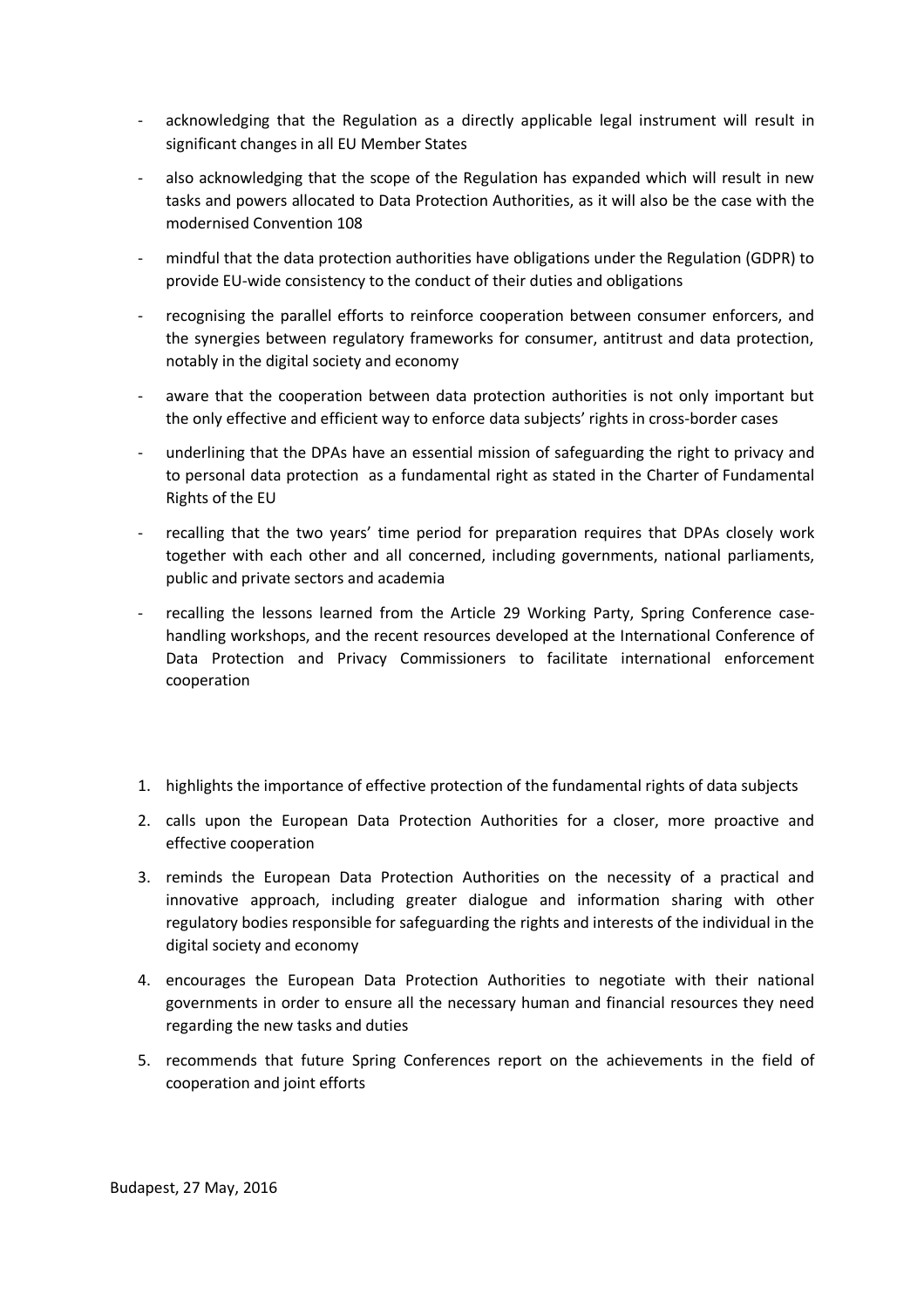- acknowledging that the Regulation as a directly applicable legal instrument will result in significant changes in all EU Member States
- also acknowledging that the scope of the Regulation has expanded which will result in new tasks and powers allocated to Data Protection Authorities, as it will also be the case with the modernised Convention 108
- mindful that the data protection authorities have obligations under the Regulation (GDPR) to provide EU-wide consistency to the conduct of their duties and obligations
- recognising the parallel efforts to reinforce cooperation between consumer enforcers, and the synergies between regulatory frameworks for consumer, antitrust and data protection, notably in the digital society and economy
- aware that the cooperation between data protection authorities is not only important but the only effective and efficient way to enforce data subjects' rights in cross-border cases
- underlining that the DPAs have an essential mission of safeguarding the right to privacy and to personal data protection as a fundamental right as stated in the Charter of Fundamental Rights of the EU
- recalling that the two years' time period for preparation requires that DPAs closely work together with each other and all concerned, including governments, national parliaments, public and private sectors and academia
- recalling the lessons learned from the Article 29 Working Party, Spring Conference case-handling workshops, and the recent resources developed at the International Conference of Data Protection and Privacy Commissioners to facilitate international enforcement cooperation

1. highlights the importance of effective protection of the fundamental rights of data subjects
2. calls upon the European Data Protection Authorities for a closer, more proactive and effective cooperation
3. reminds the European Data Protection Authorities on the necessity of a practical and innovative approach, including greater dialogue and information sharing with other regulatory bodies responsible for safeguarding the rights and interests of the individual in the digital society and economy
4. encourages the European Data Protection Authorities to negotiate with their national governments in order to ensure all the necessary human and financial resources they need regarding the new tasks and duties
5. recommends that future Spring Conferences report on the achievements in the field of cooperation and joint efforts

Budapest, 27 May, 2016